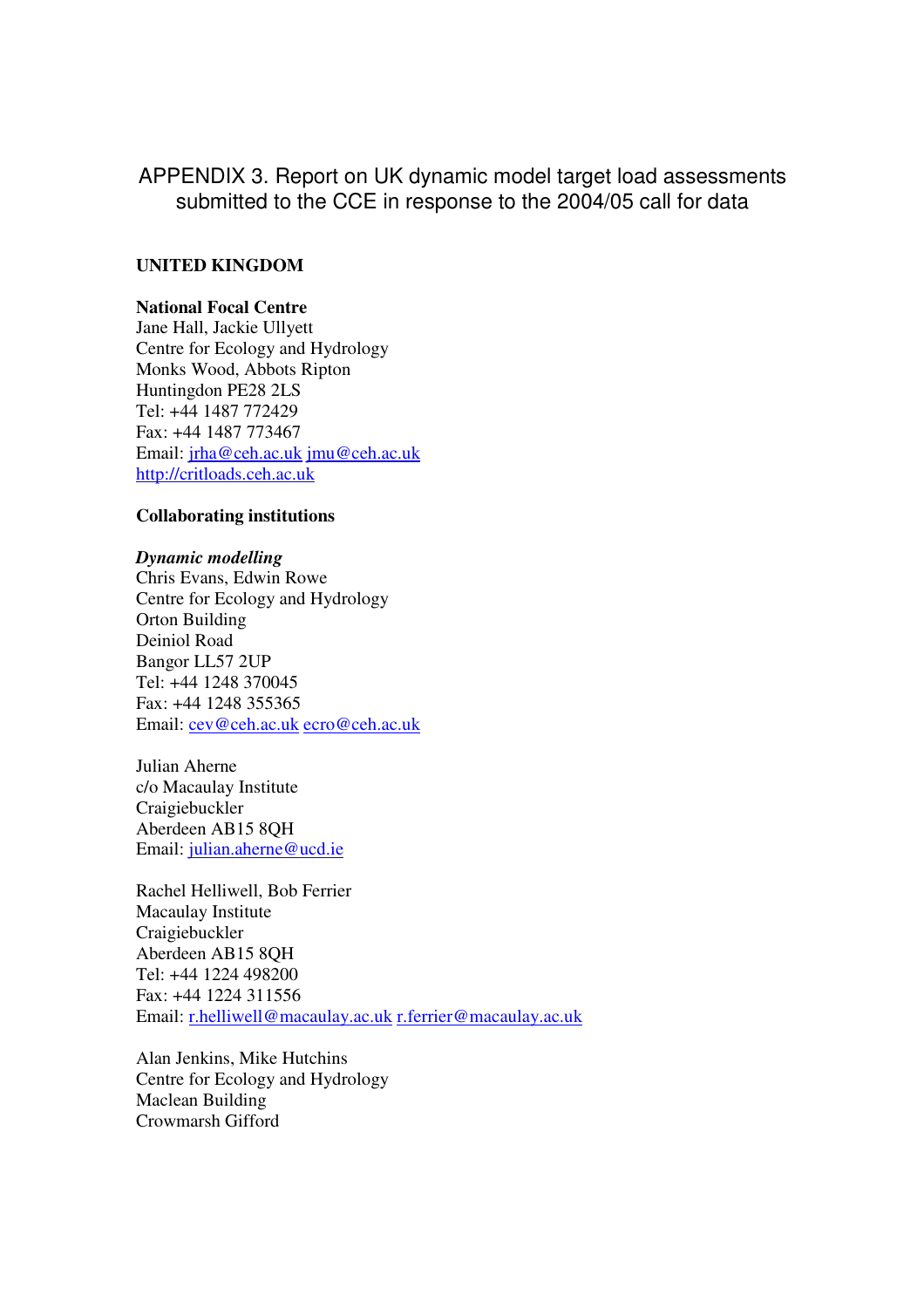# APPENDIX 3. Report on UK dynamic model target load assessments submitted to the CCE in response to the 2004/05 call for data

## UNITED KINGDOM

**National Focal Centre**
Jane Hall, Jackie Ullyett
Centre for Ecology and Hydrology
Monks Wood, Abbots Ripton
Huntingdon PE28 2LS
Tel: +44 1487 772429
Fax: +44 1487 773467
Email: jrha@ceh.ac.uk jmu@ceh.ac.uk
http://critloads.ceh.ac.uk

**Collaborating institutions**

***Dynamic modelling***
Chris Evans, Edwin Rowe
Centre for Ecology and Hydrology
Orton Building
Deiniol Road
Bangor LL57 2UP
Tel: +44 1248 370045
Fax: +44 1248 355365
Email: cev@ceh.ac.uk ecro@ceh.ac.uk

Julian Aherne
c/o Macaulay Institute
Craigiebuckler
Aberdeen AB15 8QH
Email: julian.aherne@ucd.ie

Rachel Helliwell, Bob Ferrier
Macaulay Institute
Craigiebuckler
Aberdeen AB15 8QH
Tel: +44 1224 498200
Fax: +44 1224 311556
Email: r.helliwell@macaulay.ac.uk r.ferrier@macaulay.ac.uk

Alan Jenkins, Mike Hutchins
Centre for Ecology and Hydrology
Maclean Building
Crowmarsh Gifford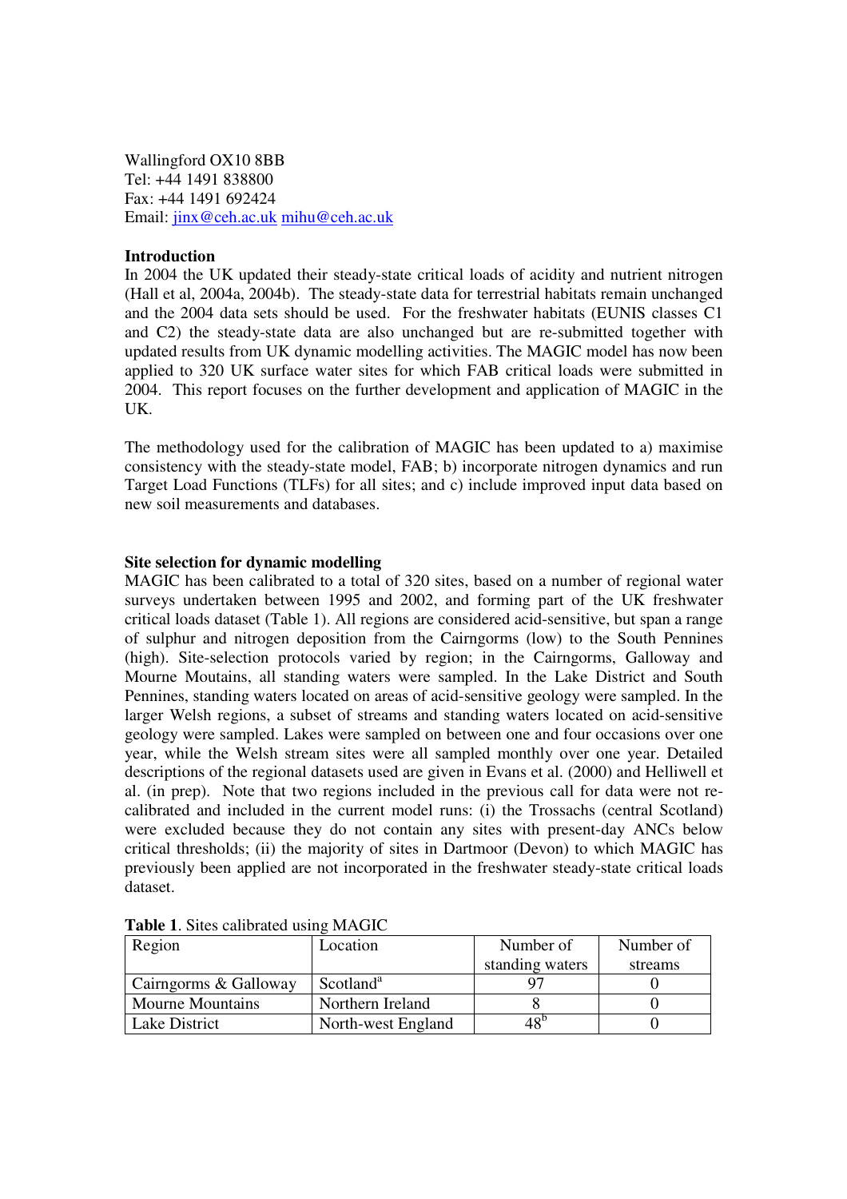Wallingford OX10 8BB
Tel: +44 1491 838800
Fax: +44 1491 692424
Email: jinx@ceh.ac.uk mihu@ceh.ac.uk

**Introduction**

In 2004 the UK updated their steady-state critical loads of acidity and nutrient nitrogen (Hall et al, 2004a, 2004b). The steady-state data for terrestrial habitats remain unchanged and the 2004 data sets should be used. For the freshwater habitats (EUNIS classes C1 and C2) the steady-state data are also unchanged but are re-submitted together with updated results from UK dynamic modelling activities. The MAGIC model has now been applied to 320 UK surface water sites for which FAB critical loads were submitted in 2004. This report focuses on the further development and application of MAGIC in the UK.

The methodology used for the calibration of MAGIC has been updated to a) maximise consistency with the steady-state model, FAB; b) incorporate nitrogen dynamics and run Target Load Functions (TLFs) for all sites; and c) include improved input data based on new soil measurements and databases.

**Site selection for dynamic modelling**

MAGIC has been calibrated to a total of 320 sites, based on a number of regional water surveys undertaken between 1995 and 2002, and forming part of the UK freshwater critical loads dataset (Table 1). All regions are considered acid-sensitive, but span a range of sulphur and nitrogen deposition from the Cairngorms (low) to the South Pennines (high). Site-selection protocols varied by region; in the Cairngorms, Galloway and Mourne Moutains, all standing waters were sampled. In the Lake District and South Pennines, standing waters located on areas of acid-sensitive geology were sampled. In the larger Welsh regions, a subset of streams and standing waters located on acid-sensitive geology were sampled. Lakes were sampled on between one and four occasions over one year, while the Welsh stream sites were all sampled monthly over one year. Detailed descriptions of the regional datasets used are given in Evans et al. (2000) and Helliwell et al. (in prep). Note that two regions included in the previous call for data were not re-calibrated and included in the current model runs: (i) the Trossachs (central Scotland) were excluded because they do not contain any sites with present-day ANCs below critical thresholds; (ii) the majority of sites in Dartmoor (Devon) to which MAGIC has previously been applied are not incorporated in the freshwater steady-state critical loads dataset.

**Table 1**. Sites calibrated using MAGIC

| Region | Location | Number of standing waters | Number of streams |
|---|---|---|---|
| Cairngorms & Galloway | Scotland[a] | 97 | 0 |
| Mourne Mountains | Northern Ireland | 8 | 0 |
| Lake District | North-west England | 48[b] | 0 |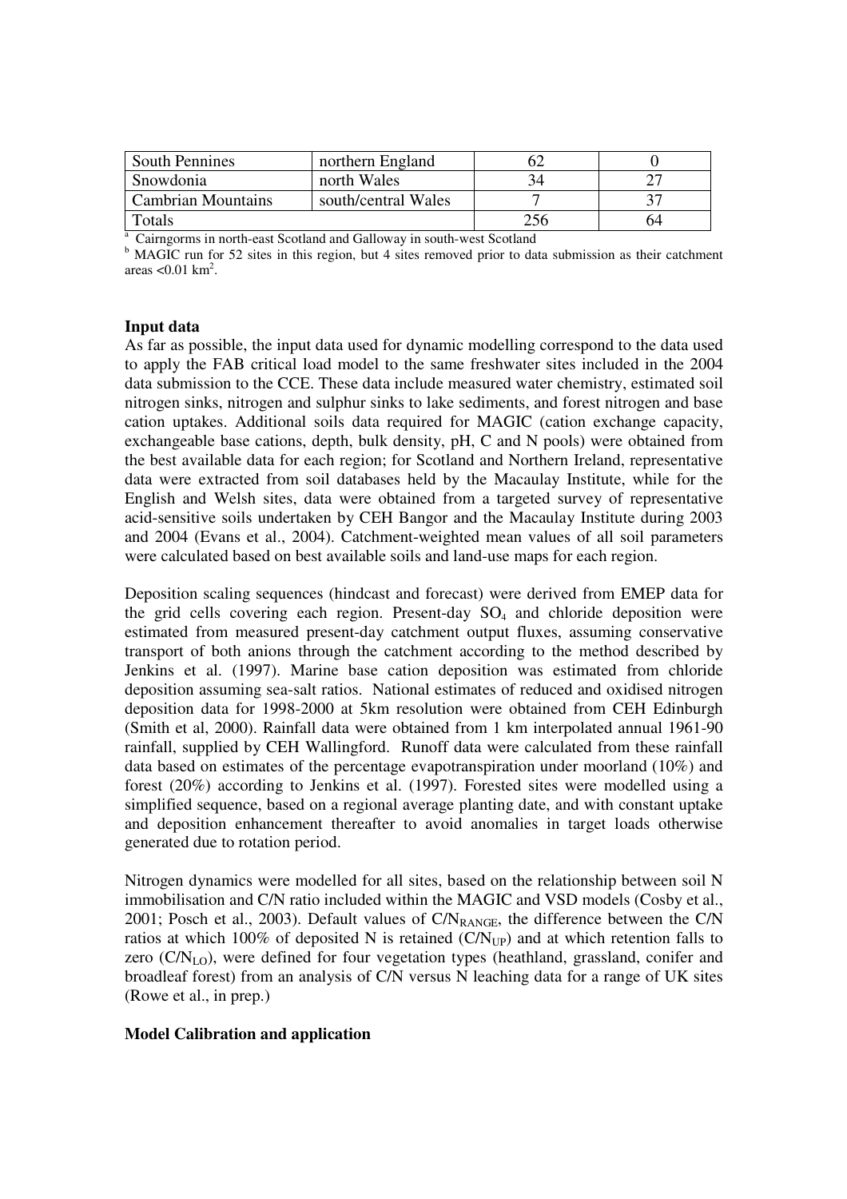| South Pennines | northern England | 62 | 0 |
| --- | --- | --- | --- |
| Snowdonia | north Wales | 34 | 27 |
| Cambrian Mountains | south/central Wales | 7 | 37 |
| Totals | | 256 | 64 |

[a] Cairngorms in north-east Scotland and Galloway in south-west Scotland

[b] MAGIC run for 52 sites in this region, but 4 sites removed prior to data submission as their catchment areas <0.01 $km^2$.

**Input data**

As far as possible, the input data used for dynamic modelling correspond to the data used to apply the FAB critical load model to the same freshwater sites included in the 2004 data submission to the CCE. These data include measured water chemistry, estimated soil nitrogen sinks, nitrogen and sulphur sinks to lake sediments, and forest nitrogen and base cation uptakes. Additional soils data required for MAGIC (cation exchange capacity, exchangeable base cations, depth, bulk density, pH, C and N pools) were obtained from the best available data for each region; for Scotland and Northern Ireland, representative data were extracted from soil databases held by the Macaulay Institute, while for the English and Welsh sites, data were obtained from a targeted survey of representative acid-sensitive soils undertaken by CEH Bangor and the Macaulay Institute during 2003 and 2004 (Evans et al., 2004). Catchment-weighted mean values of all soil parameters were calculated based on best available soils and land-use maps for each region.

Deposition scaling sequences (hindcast and forecast) were derived from EMEP data for the grid cells covering each region. Present-day $SO_4$ and chloride deposition were estimated from measured present-day catchment output fluxes, assuming conservative transport of both anions through the catchment according to the method described by Jenkins et al. (1997). Marine base cation deposition was estimated from chloride deposition assuming sea-salt ratios. National estimates of reduced and oxidised nitrogen deposition data for 1998-2000 at 5km resolution were obtained from CEH Edinburgh (Smith et al, 2000). Rainfall data were obtained from 1 km interpolated annual 1961-90 rainfall, supplied by CEH Wallingford. Runoff data were calculated from these rainfall data based on estimates of the percentage evapotranspiration under moorland (10%) and forest (20%) according to Jenkins et al. (1997). Forested sites were modelled using a simplified sequence, based on a regional average planting date, and with constant uptake and deposition enhancement thereafter to avoid anomalies in target loads otherwise generated due to rotation period.

Nitrogen dynamics were modelled for all sites, based on the relationship between soil N immobilisation and C/N ratio included within the MAGIC and VSD models (Cosby et al., 2001; Posch et al., 2003). Default values of $C/N_{RANGE}$, the difference between the C/N ratios at which 100% of deposited N is retained ($C/N_{UP}$) and at which retention falls to zero ($C/N_{LO}$), were defined for four vegetation types (heathland, grassland, conifer and broadleaf forest) from an analysis of C/N versus N leaching data for a range of UK sites (Rowe et al., in prep.)

**Model Calibration and application**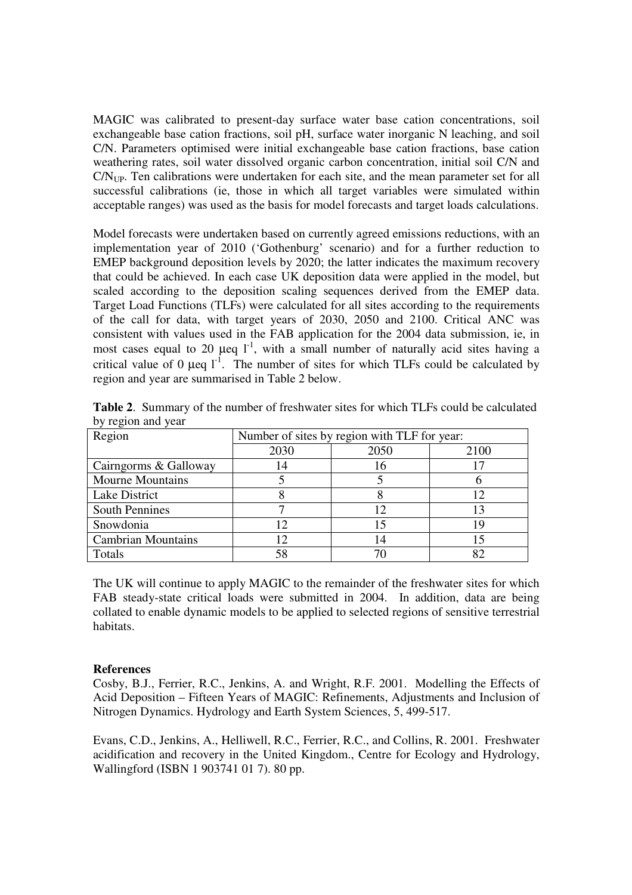MAGIC was calibrated to present-day surface water base cation concentrations, soil exchangeable base cation fractions, soil pH, surface water inorganic N leaching, and soil C/N. Parameters optimised were initial exchangeable base cation fractions, base cation weathering rates, soil water dissolved organic carbon concentration, initial soil C/N and $C/N_{UP}$. Ten calibrations were undertaken for each site, and the mean parameter set for all successful calibrations (ie, those in which all target variables were simulated within acceptable ranges) was used as the basis for model forecasts and target loads calculations.

Model forecasts were undertaken based on currently agreed emissions reductions, with an implementation year of 2010 ('Gothenburg' scenario) and for a further reduction to EMEP background deposition levels by 2020; the latter indicates the maximum recovery that could be achieved. In each case UK deposition data were applied in the model, but scaled according to the deposition scaling sequences derived from the EMEP data. Target Load Functions (TLFs) were calculated for all sites according to the requirements of the call for data, with target years of 2030, 2050 and 2100. Critical ANC was consistent with values used in the FAB application for the 2004 data submission, ie, in most cases equal to 20 $\mu eq\ l^{-1}$, with a small number of naturally acid sites having a critical value of 0 $\mu eq\ l^{-1}$. The number of sites for which TLFs could be calculated by region and year are summarised in Table 2 below.

**Table 2**. Summary of the number of freshwater sites for which TLFs could be calculated by region and year

| Region | Number of sites by region with TLF for year: | | |
|---|---|---|---|
| | 2030 | 2050 | 2100 |
| Cairngorms & Galloway | 14 | 16 | 17 |
| Mourne Mountains | 5 | 5 | 6 |
| Lake District | 8 | 8 | 12 |
| South Pennines | 7 | 12 | 13 |
| Snowdonia | 12 | 15 | 19 |
| Cambrian Mountains | 12 | 14 | 15 |
| Totals | 58 | 70 | 82 |

The UK will continue to apply MAGIC to the remainder of the freshwater sites for which FAB steady-state critical loads were submitted in 2004. In addition, data are being collated to enable dynamic models to be applied to selected regions of sensitive terrestrial habitats.

**References**

Cosby, B.J., Ferrier, R.C., Jenkins, A. and Wright, R.F. 2001. Modelling the Effects of Acid Deposition – Fifteen Years of MAGIC: Refinements, Adjustments and Inclusion of Nitrogen Dynamics. Hydrology and Earth System Sciences, 5, 499-517.

Evans, C.D., Jenkins, A., Helliwell, R.C., Ferrier, R.C., and Collins, R. 2001. Freshwater acidification and recovery in the United Kingdom., Centre for Ecology and Hydrology, Wallingford (ISBN 1 903741 01 7). 80 pp.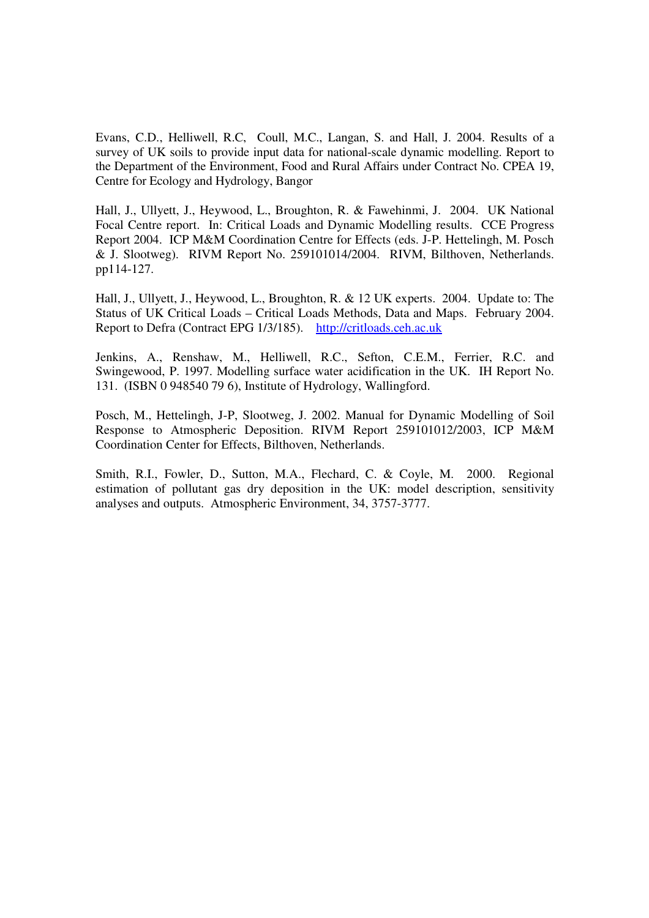Evans, C.D., Helliwell, R.C, Coull, M.C., Langan, S. and Hall, J. 2004. Results of a survey of UK soils to provide input data for national-scale dynamic modelling. Report to the Department of the Environment, Food and Rural Affairs under Contract No. CPEA 19, Centre for Ecology and Hydrology, Bangor

Hall, J., Ullyett, J., Heywood, L., Broughton, R. & Fawehinmi, J. 2004. UK National Focal Centre report. In: Critical Loads and Dynamic Modelling results. CCE Progress Report 2004. ICP M&M Coordination Centre for Effects (eds. J-P. Hettelingh, M. Posch & J. Slootweg). RIVM Report No. 259101014/2004. RIVM, Bilthoven, Netherlands. pp114-127.

Hall, J., Ullyett, J., Heywood, L., Broughton, R. & 12 UK experts. 2004. Update to: The Status of UK Critical Loads – Critical Loads Methods, Data and Maps. February 2004. Report to Defra (Contract EPG 1/3/185). http://critloads.ceh.ac.uk

Jenkins, A., Renshaw, M., Helliwell, R.C., Sefton, C.E.M., Ferrier, R.C. and Swingewood, P. 1997. Modelling surface water acidification in the UK. IH Report No. 131. (ISBN 0 948540 79 6), Institute of Hydrology, Wallingford.

Posch, M., Hettelingh, J-P, Slootweg, J. 2002. Manual for Dynamic Modelling of Soil Response to Atmospheric Deposition. RIVM Report 259101012/2003, ICP M&M Coordination Center for Effects, Bilthoven, Netherlands.

Smith, R.I., Fowler, D., Sutton, M.A., Flechard, C. & Coyle, M. 2000. Regional estimation of pollutant gas dry deposition in the UK: model description, sensitivity analyses and outputs. Atmospheric Environment, 34, 3757-3777.